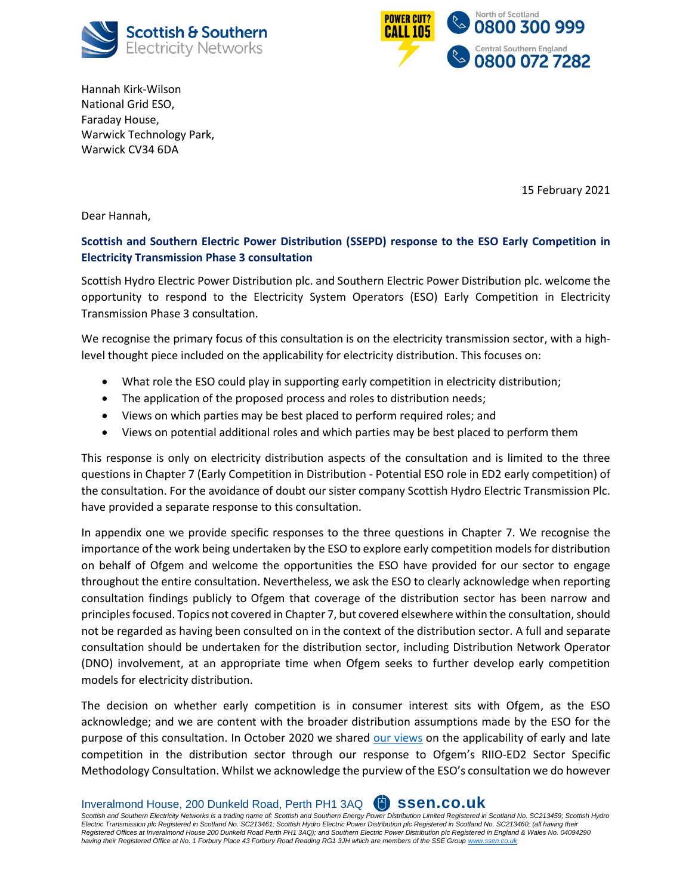Scottish & Southern Electricity Networks

POWER CUT? CALL 105

North of Scotland 0800 300 999

Central Southern England 0800 072 7282

Hannah Kirk-Wilson
National Grid ESO,
Faraday House,
Warwick Technology Park,
Warwick CV34 6DA

15 February 2021

Dear Hannah,

**Scottish and Southern Electric Power Distribution (SSEPD) response to the ESO Early Competition in Electricity Transmission Phase 3 consultation**

Scottish Hydro Electric Power Distribution plc. and Southern Electric Power Distribution plc. welcome the opportunity to respond to the Electricity System Operators (ESO) Early Competition in Electricity Transmission Phase 3 consultation.

We recognise the primary focus of this consultation is on the electricity transmission sector, with a high-level thought piece included on the applicability for electricity distribution. This focuses on:

- What role the ESO could play in supporting early competition in electricity distribution;
- The application of the proposed process and roles to distribution needs;
- Views on which parties may be best placed to perform required roles; and
- Views on potential additional roles and which parties may be best placed to perform them

This response is only on electricity distribution aspects of the consultation and is limited to the three questions in Chapter 7 (Early Competition in Distribution - Potential ESO role in ED2 early competition) of the consultation. For the avoidance of doubt our sister company Scottish Hydro Electric Transmission Plc. have provided a separate response to this consultation.

In appendix one we provide specific responses to the three questions in Chapter 7. We recognise the importance of the work being undertaken by the ESO to explore early competition models for distribution on behalf of Ofgem and welcome the opportunities the ESO have provided for our sector to engage throughout the entire consultation. Nevertheless, we ask the ESO to clearly acknowledge when reporting consultation findings publicly to Ofgem that coverage of the distribution sector has been narrow and principles focused. Topics not covered in Chapter 7, but covered elsewhere within the consultation, should not be regarded as having been consulted on in the context of the distribution sector. A full and separate consultation should be undertaken for the distribution sector, including Distribution Network Operator (DNO) involvement, at an appropriate time when Ofgem seeks to further develop early competition models for electricity distribution.

The decision on whether early competition is in consumer interest sits with Ofgem, as the ESO acknowledge; and we are content with the broader distribution assumptions made by the ESO for the purpose of this consultation. In October 2020 we shared our views on the applicability of early and late competition in the distribution sector through our response to Ofgem's RIIO-ED2 Sector Specific Methodology Consultation. Whilst we acknowledge the purview of the ESO's consultation we do however

Inveralmond House, 200 Dunkeld Road, Perth PH1 3AQ ssen.co.uk

*Scottish and Southern Electricity Networks is a trading name of: Scottish and Southern Energy Power Distribution Limited Registered in Scotland No. SC213459; Scottish Hydro Electric Transmission plc Registered in Scotland No. SC213461; Scottish Hydro Electric Power Distribution plc Registered in Scotland No. SC213460; (all having their Registered Offices at Inveralmond House 200 Dunkeld Road Perth PH1 3AQ); and Southern Electric Power Distribution plc Registered in England & Wales No. 04094290 having their Registered Office at No. 1 Forbury Place 43 Forbury Road Reading RG1 3JH which are members of the SSE Group www.ssen.co.uk*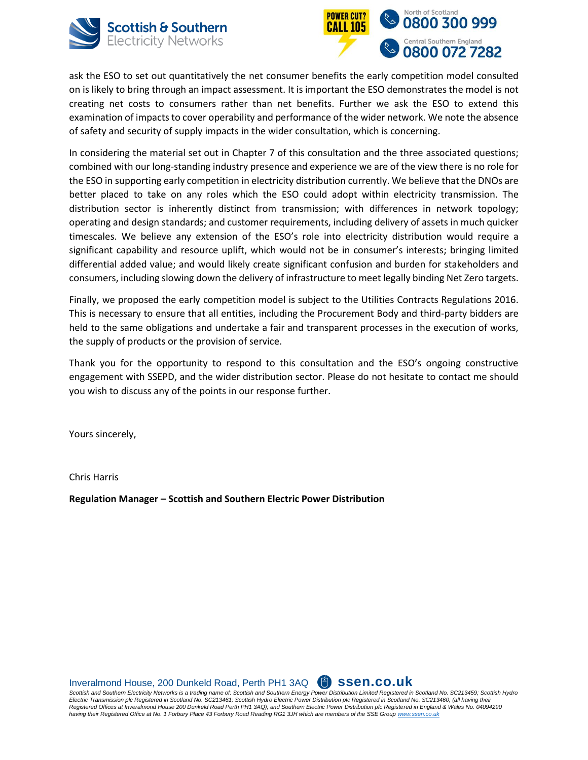ask the ESO to set out quantitatively the net consumer benefits the early competition model consulted on is likely to bring through an impact assessment. It is important the ESO demonstrates the model is not creating net costs to consumers rather than net benefits. Further we ask the ESO to extend this examination of impacts to cover operability and performance of the wider network. We note the absence of safety and security of supply impacts in the wider consultation, which is concerning.

In considering the material set out in Chapter 7 of this consultation and the three associated questions; combined with our long-standing industry presence and experience we are of the view there is no role for the ESO in supporting early competition in electricity distribution currently. We believe that the DNOs are better placed to take on any roles which the ESO could adopt within electricity transmission. The distribution sector is inherently distinct from transmission; with differences in network topology; operating and design standards; and customer requirements, including delivery of assets in much quicker timescales. We believe any extension of the ESO's role into electricity distribution would require a significant capability and resource uplift, which would not be in consumer's interests; bringing limited differential added value; and would likely create significant confusion and burden for stakeholders and consumers, including slowing down the delivery of infrastructure to meet legally binding Net Zero targets.

Finally, we proposed the early competition model is subject to the Utilities Contracts Regulations 2016. This is necessary to ensure that all entities, including the Procurement Body and third-party bidders are held to the same obligations and undertake a fair and transparent processes in the execution of works, the supply of products or the provision of service.

Thank you for the opportunity to respond to this consultation and the ESO's ongoing constructive engagement with SSEPD, and the wider distribution sector. Please do not hesitate to contact me should you wish to discuss any of the points in our response further.

Yours sincerely,

Chris Harris

**Regulation Manager – Scottish and Southern Electric Power Distribution**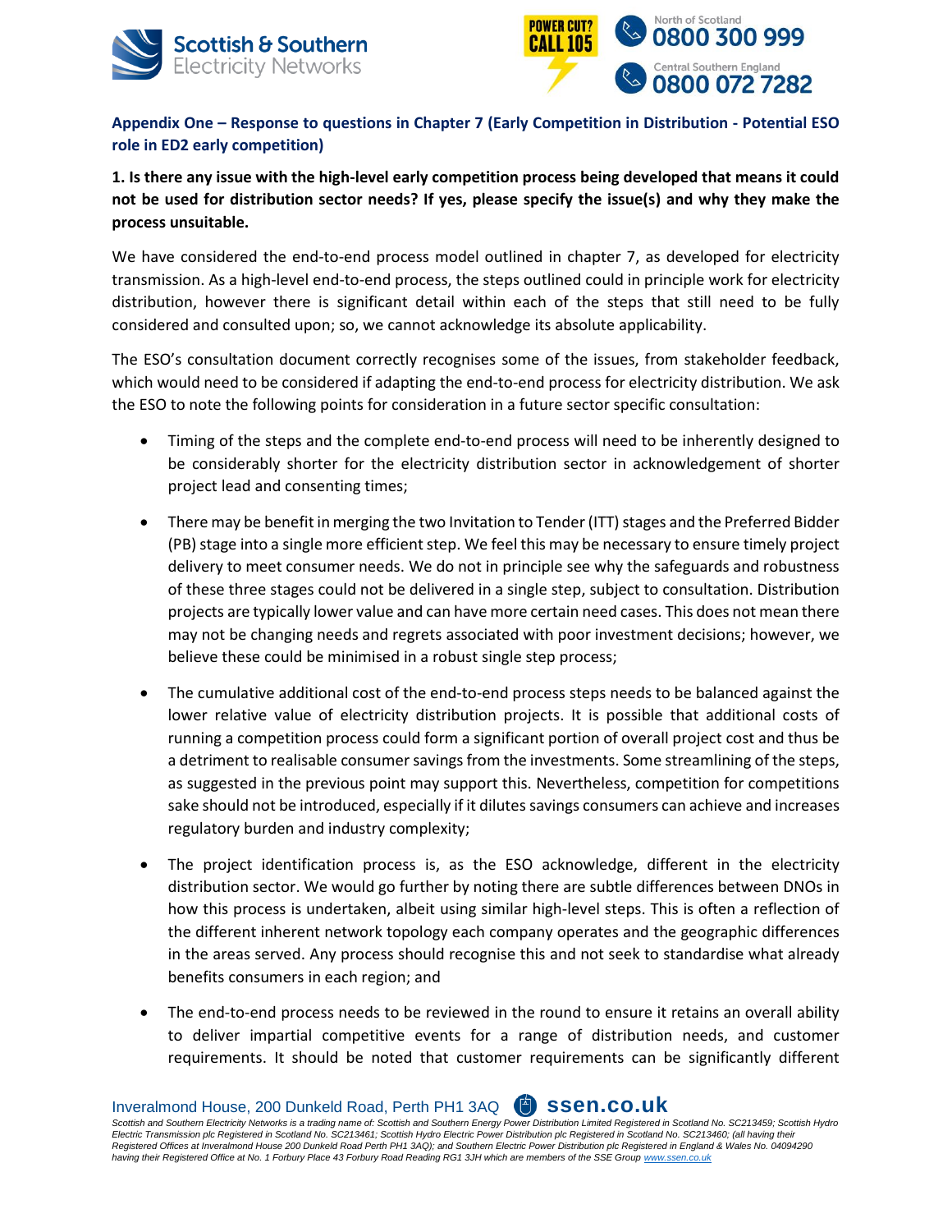## Appendix One – Response to questions in Chapter 7 (Early Competition in Distribution - Potential ESO role in ED2 early competition)

**1. Is there any issue with the high-level early competition process being developed that means it could not be used for distribution sector needs? If yes, please specify the issue(s) and why they make the process unsuitable.**

We have considered the end-to-end process model outlined in chapter 7, as developed for electricity transmission. As a high-level end-to-end process, the steps outlined could in principle work for electricity distribution, however there is significant detail within each of the steps that still need to be fully considered and consulted upon; so, we cannot acknowledge its absolute applicability.

The ESO's consultation document correctly recognises some of the issues, from stakeholder feedback, which would need to be considered if adapting the end-to-end process for electricity distribution. We ask the ESO to note the following points for consideration in a future sector specific consultation:

- Timing of the steps and the complete end-to-end process will need to be inherently designed to be considerably shorter for the electricity distribution sector in acknowledgement of shorter project lead and consenting times;
- There may be benefit in merging the two Invitation to Tender (ITT) stages and the Preferred Bidder (PB) stage into a single more efficient step. We feel this may be necessary to ensure timely project delivery to meet consumer needs. We do not in principle see why the safeguards and robustness of these three stages could not be delivered in a single step, subject to consultation. Distribution projects are typically lower value and can have more certain need cases. This does not mean there may not be changing needs and regrets associated with poor investment decisions; however, we believe these could be minimised in a robust single step process;
- The cumulative additional cost of the end-to-end process steps needs to be balanced against the lower relative value of electricity distribution projects. It is possible that additional costs of running a competition process could form a significant portion of overall project cost and thus be a detriment to realisable consumer savings from the investments. Some streamlining of the steps, as suggested in the previous point may support this. Nevertheless, competition for competitions sake should not be introduced, especially if it dilutes savings consumers can achieve and increases regulatory burden and industry complexity;
- The project identification process is, as the ESO acknowledge, different in the electricity distribution sector. We would go further by noting there are subtle differences between DNOs in how this process is undertaken, albeit using similar high-level steps. This is often a reflection of the different inherent network topology each company operates and the geographic differences in the areas served. Any process should recognise this and not seek to standardise what already benefits consumers in each region; and
- The end-to-end process needs to be reviewed in the round to ensure it retains an overall ability to deliver impartial competitive events for a range of distribution needs, and customer requirements. It should be noted that customer requirements can be significantly different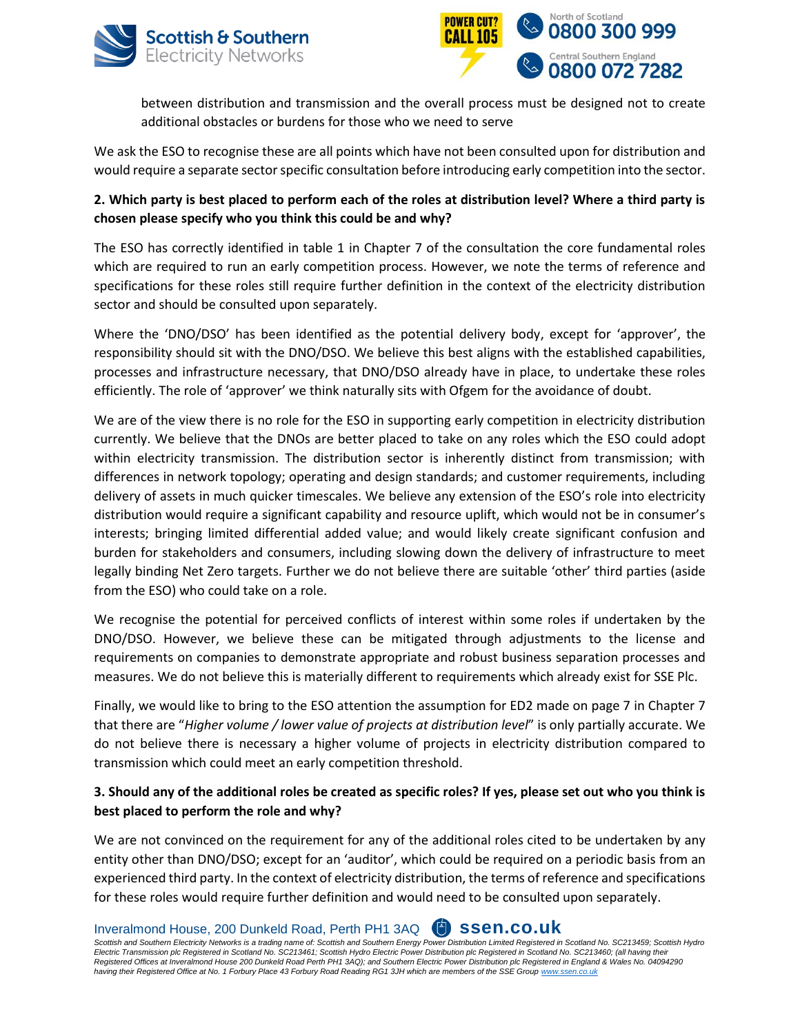between distribution and transmission and the overall process must be designed not to create additional obstacles or burdens for those who we need to serve

We ask the ESO to recognise these are all points which have not been consulted upon for distribution and would require a separate sector specific consultation before introducing early competition into the sector.

**2. Which party is best placed to perform each of the roles at distribution level? Where a third party is chosen please specify who you think this could be and why?**

The ESO has correctly identified in table 1 in Chapter 7 of the consultation the core fundamental roles which are required to run an early competition process. However, we note the terms of reference and specifications for these roles still require further definition in the context of the electricity distribution sector and should be consulted upon separately.

Where the 'DNO/DSO' has been identified as the potential delivery body, except for 'approver', the responsibility should sit with the DNO/DSO. We believe this best aligns with the established capabilities, processes and infrastructure necessary, that DNO/DSO already have in place, to undertake these roles efficiently. The role of 'approver' we think naturally sits with Ofgem for the avoidance of doubt.

We are of the view there is no role for the ESO in supporting early competition in electricity distribution currently. We believe that the DNOs are better placed to take on any roles which the ESO could adopt within electricity transmission. The distribution sector is inherently distinct from transmission; with differences in network topology; operating and design standards; and customer requirements, including delivery of assets in much quicker timescales. We believe any extension of the ESO's role into electricity distribution would require a significant capability and resource uplift, which would not be in consumer's interests; bringing limited differential added value; and would likely create significant confusion and burden for stakeholders and consumers, including slowing down the delivery of infrastructure to meet legally binding Net Zero targets. Further we do not believe there are suitable 'other' third parties (aside from the ESO) who could take on a role.

We recognise the potential for perceived conflicts of interest within some roles if undertaken by the DNO/DSO. However, we believe these can be mitigated through adjustments to the license and requirements on companies to demonstrate appropriate and robust business separation processes and measures. We do not believe this is materially different to requirements which already exist for SSE Plc.

Finally, we would like to bring to the ESO attention the assumption for ED2 made on page 7 in Chapter 7 that there are "*Higher volume / lower value of projects at distribution level*" is only partially accurate. We do not believe there is necessary a higher volume of projects in electricity distribution compared to transmission which could meet an early competition threshold.

**3. Should any of the additional roles be created as specific roles? If yes, please set out who you think is best placed to perform the role and why?**

We are not convinced on the requirement for any of the additional roles cited to be undertaken by any entity other than DNO/DSO; except for an 'auditor', which could be required on a periodic basis from an experienced third party. In the context of electricity distribution, the terms of reference and specifications for these roles would require further definition and would need to be consulted upon separately.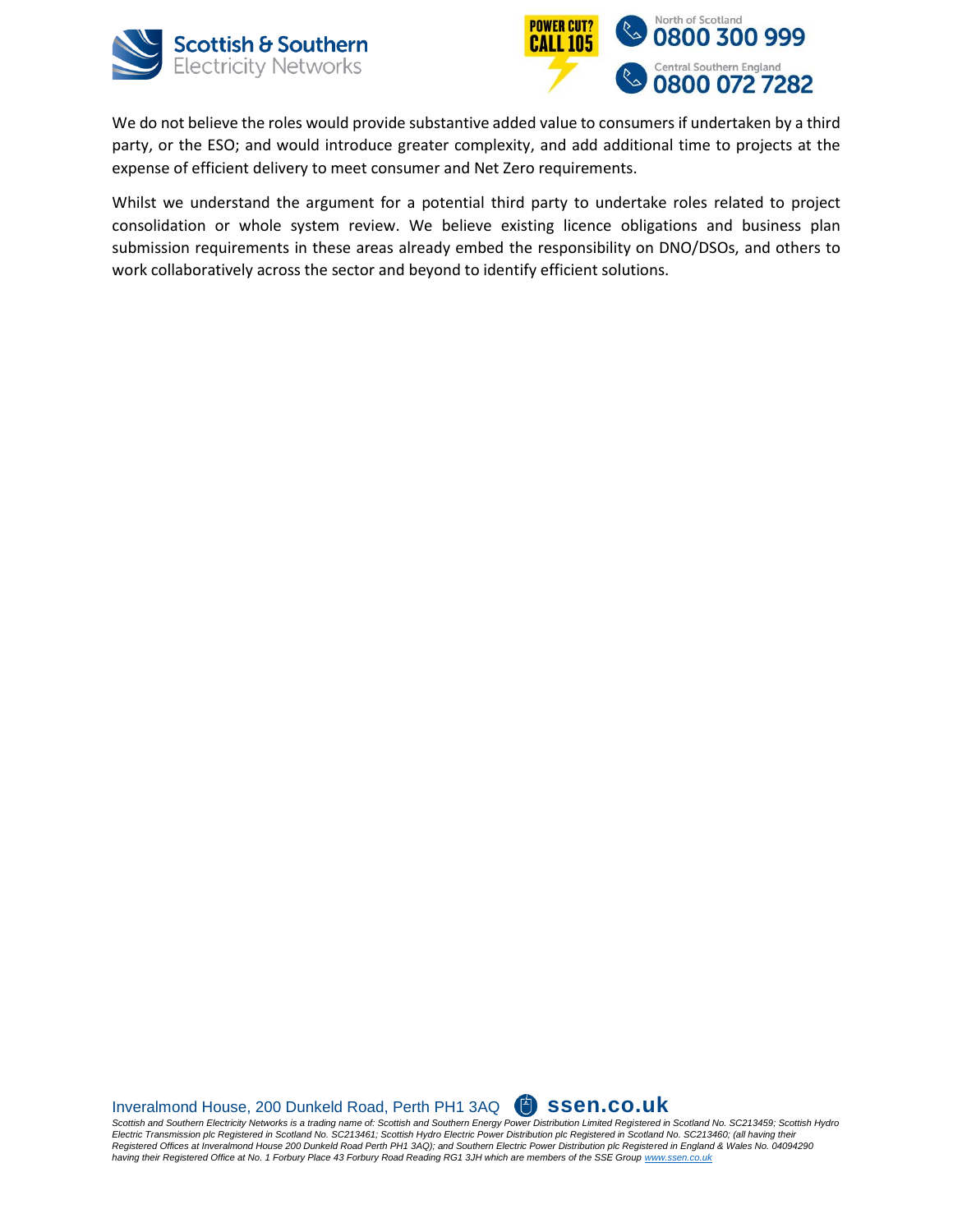We do not believe the roles would provide substantive added value to consumers if undertaken by a third party, or the ESO; and would introduce greater complexity, and add additional time to projects at the expense of efficient delivery to meet consumer and Net Zero requirements.

Whilst we understand the argument for a potential third party to undertake roles related to project consolidation or whole system review. We believe existing licence obligations and business plan submission requirements in these areas already embed the responsibility on DNO/DSOs, and others to work collaboratively across the sector and beyond to identify efficient solutions.